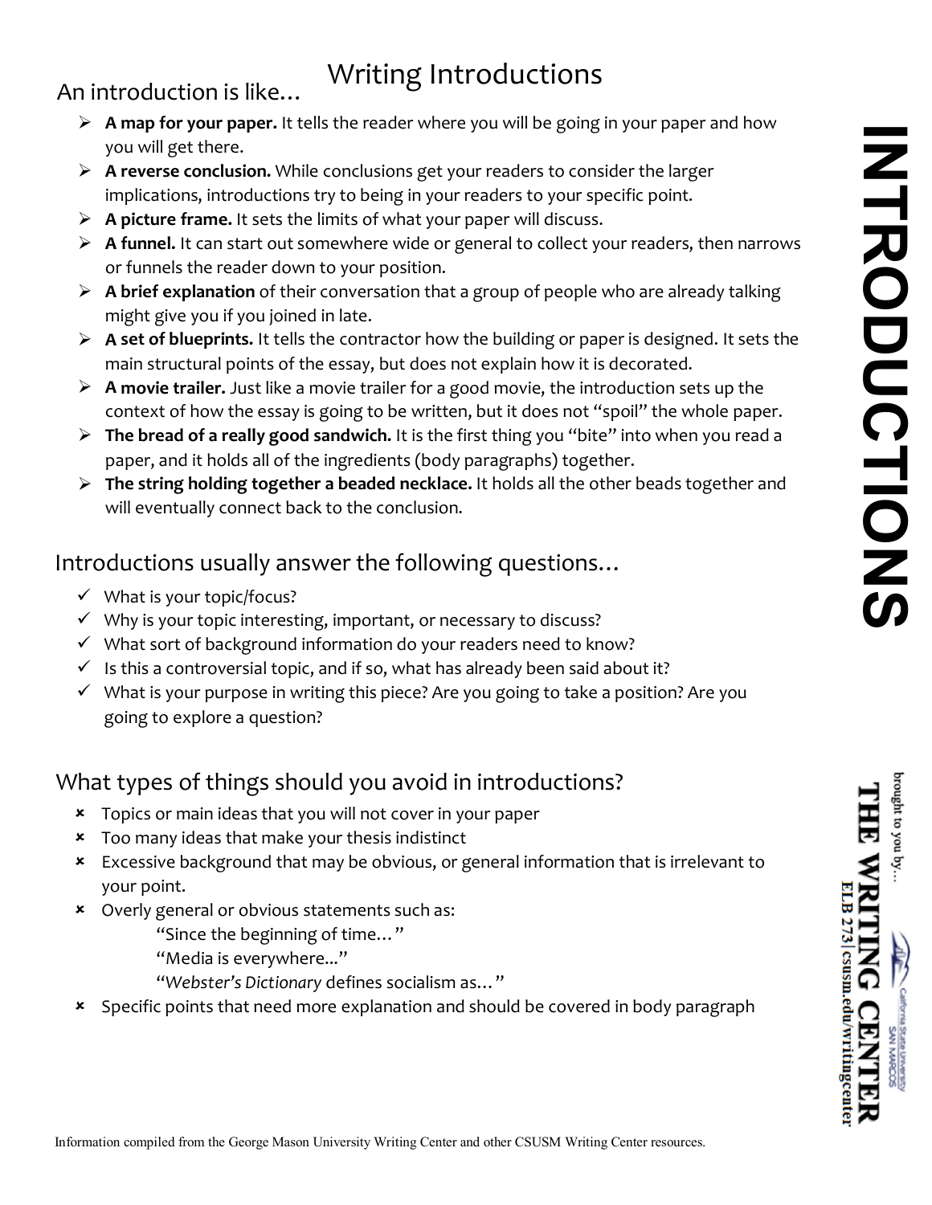# Writing Introductions

## An introduction is like…

- **A map for your paper.** It tells the reader where you will be going in your paper and how you will get there.
- **A reverse conclusion.** While conclusions get your readers to consider the larger implications, introductions try to being in your readers to your specific point.
- **A picture frame.** It sets the limits of what your paper will discuss.
- **A funnel.** It can start out somewhere wide or general to collect your readers, then narrows or funnels the reader down to your position.
- **A brief explanation** of their conversation that a group of people who are already talking might give you if you joined in late.
- **A set of blueprints.** It tells the contractor how the building or paper is designed. It sets the main structural points of the essay, but does not explain how it is decorated.
- **A movie trailer.** Just like a movie trailer for a good movie, the introduction sets up the context of how the essay is going to be written, but it does not "spoil" the whole paper.
- **The bread of a really good sandwich.** It is the first thing you "bite" into when you read a paper, and it holds all of the ingredients (body paragraphs) together.
- **The string holding together a beaded necklace.** It holds all the other beads together and will eventually connect back to the conclusion.

## Introductions usually answer the following questions…

- ✓ What is your topic/focus?
- ✓ Why is your topic interesting, important, or necessary to discuss?
- ✓ What sort of background information do your readers need to know?
- ✓ Is this a controversial topic, and if so, what has already been said about it?
- ✓ What is your purpose in writing this piece? Are you going to take a position? Are you going to explore a question?

## What types of things should you avoid in introductions?

- Topics or main ideas that you will not cover in your paper
- Too many ideas that make your thesis indistinct
- Excessive background that may be obvious, or general information that is irrelevant to your point.
- Overly general or obvious statements such as:
  - "Since the beginning of time…"
  - "Media is everywhere..."
  - "*Webster's Dictionary* defines socialism as…"
- Specific points that need more explanation and should be covered in body paragraph

INTRODUCTIONS

brought to you by… THE WRITING CENTER
California State University San Marcos
ELB 273 | csusm.edu/writingcenter

Information compiled from the George Mason University Writing Center and other CSUSM Writing Center resources.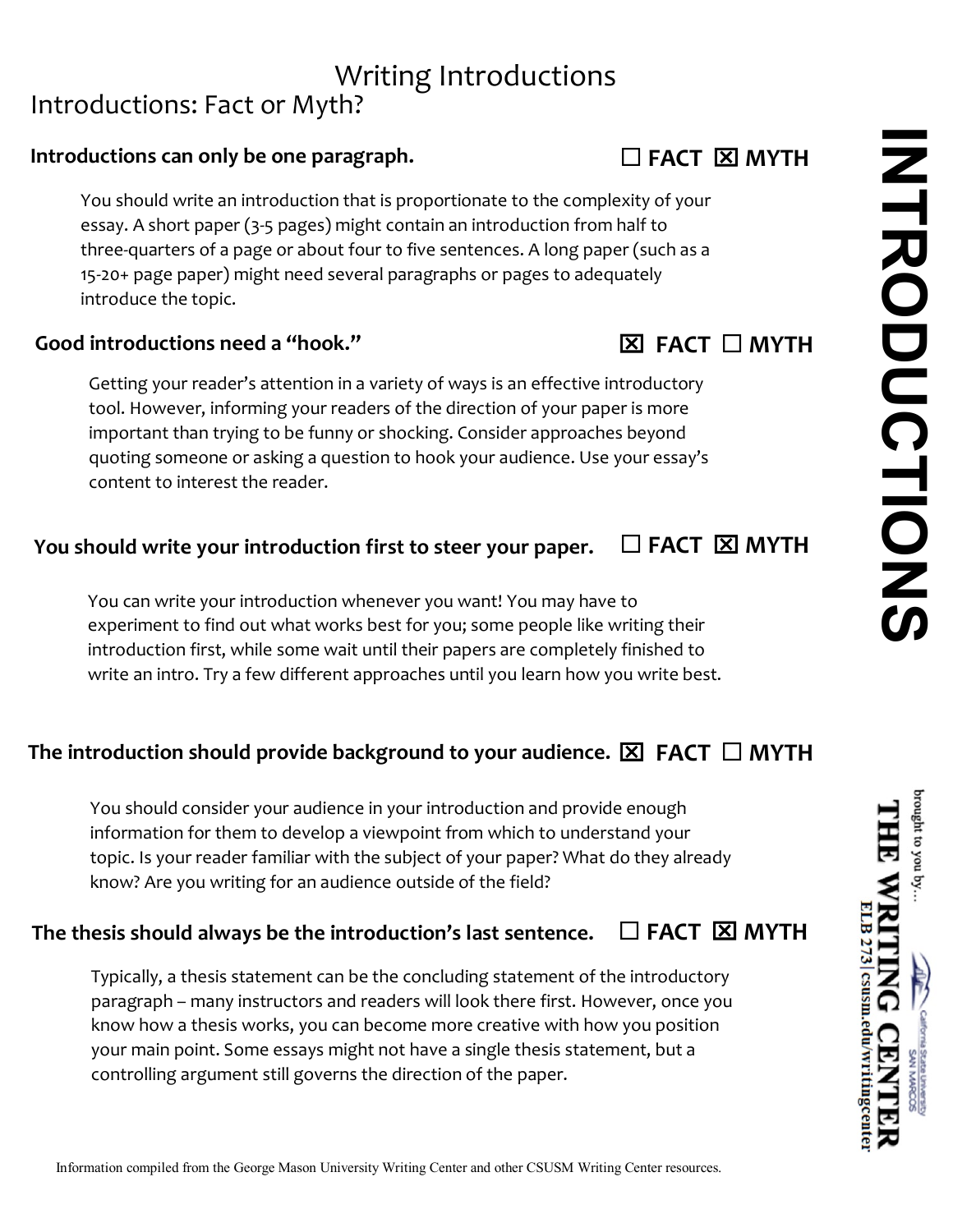# Writing Introductions

## Introductions: Fact or Myth?

**Introductions can only be one paragraph.** ☐ **FACT** ☒ **MYTH**

You should write an introduction that is proportionate to the complexity of your essay. A short paper (3-5 pages) might contain an introduction from half to three-quarters of a page or about four to five sentences. A long paper (such as a 15-20+ page paper) might need several paragraphs or pages to adequately introduce the topic.

**Good introductions need a "hook."** ☒ **FACT** ☐ **MYTH**

Getting your reader's attention in a variety of ways is an effective introductory tool. However, informing your readers of the direction of your paper is more important than trying to be funny or shocking. Consider approaches beyond quoting someone or asking a question to hook your audience. Use your essay's content to interest the reader.

**You should write your introduction first to steer your paper.** ☐ **FACT** ☒ **MYTH**

You can write your introduction whenever you want! You may have to experiment to find out what works best for you; some people like writing their introduction first, while some wait until their papers are completely finished to write an intro. Try a few different approaches until you learn how you write best.

**The introduction should provide background to your audience.** ☒ **FACT** ☐ **MYTH**

You should consider your audience in your introduction and provide enough information for them to develop a viewpoint from which to understand your topic. Is your reader familiar with the subject of your paper? What do they already know? Are you writing for an audience outside of the field?

**The thesis should always be the introduction's last sentence.** ☐ **FACT** ☒ **MYTH**

Typically, a thesis statement can be the concluding statement of the introductory paragraph – many instructors and readers will look there first. However, once you know how a thesis works, you can become more creative with how you position your main point. Some essays might not have a single thesis statement, but a controlling argument still governs the direction of the paper.

INTRODUCTIONS

brought to you by…
THE WRITING CENTER
ELB 273 | csusm.edu/writingcenter
California State University San Marcos

Information compiled from the George Mason University Writing Center and other CSUSM Writing Center resources.